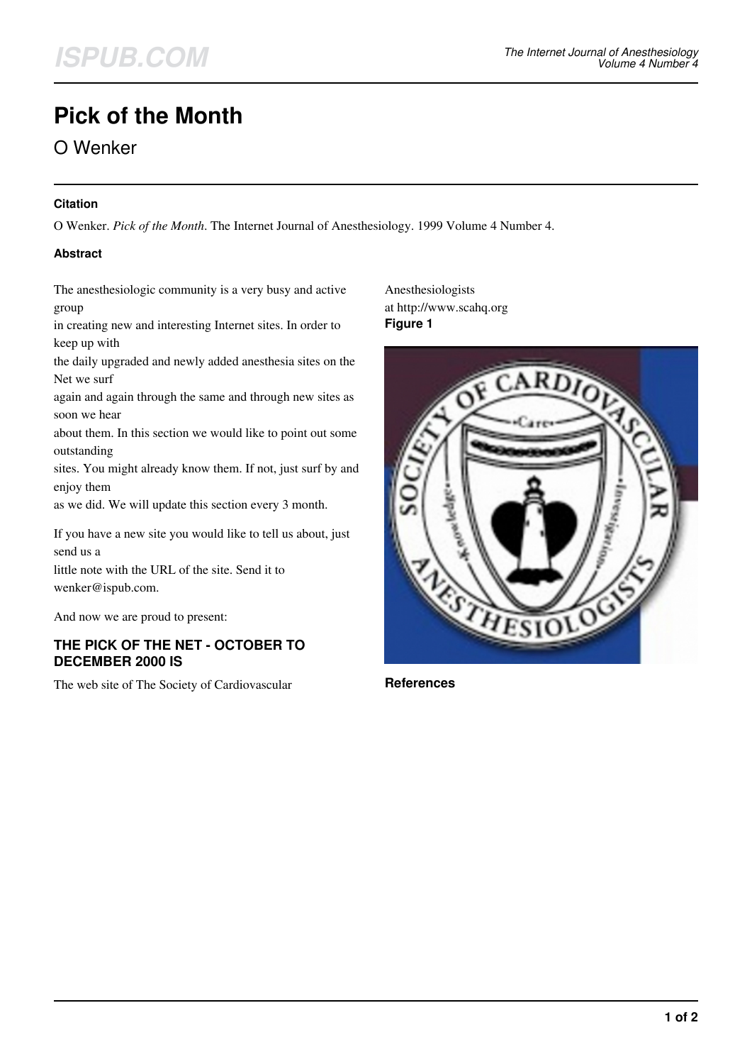# Pick of the Month

O Wenker

### Citation

O Wenker. *Pick of the Month*. The Internet Journal of Anesthesiology. 1999 Volume 4 Number 4.

### Abstract

The anesthesiologic community is a very busy and active group in creating new and interesting Internet sites. In order to keep up with the daily upgraded and newly added anesthesia sites on the Net we surf again and again through the same and through new sites as soon we hear about them. In this section we would like to point out some outstanding sites. You might already know them. If not, just surf by and enjoy them as we did. We will update this section every 3 month.

If you have a new site you would like to tell us about, just send us a little note with the URL of the site. Send it to wenker@ispub.com.

And now we are proud to present:

## THE PICK OF THE NET - OCTOBER TO DECEMBER 2000 IS

The web site of The Society of Cardiovascular Anesthesiologists at http://www.scahq.org

**Figure 1**

### References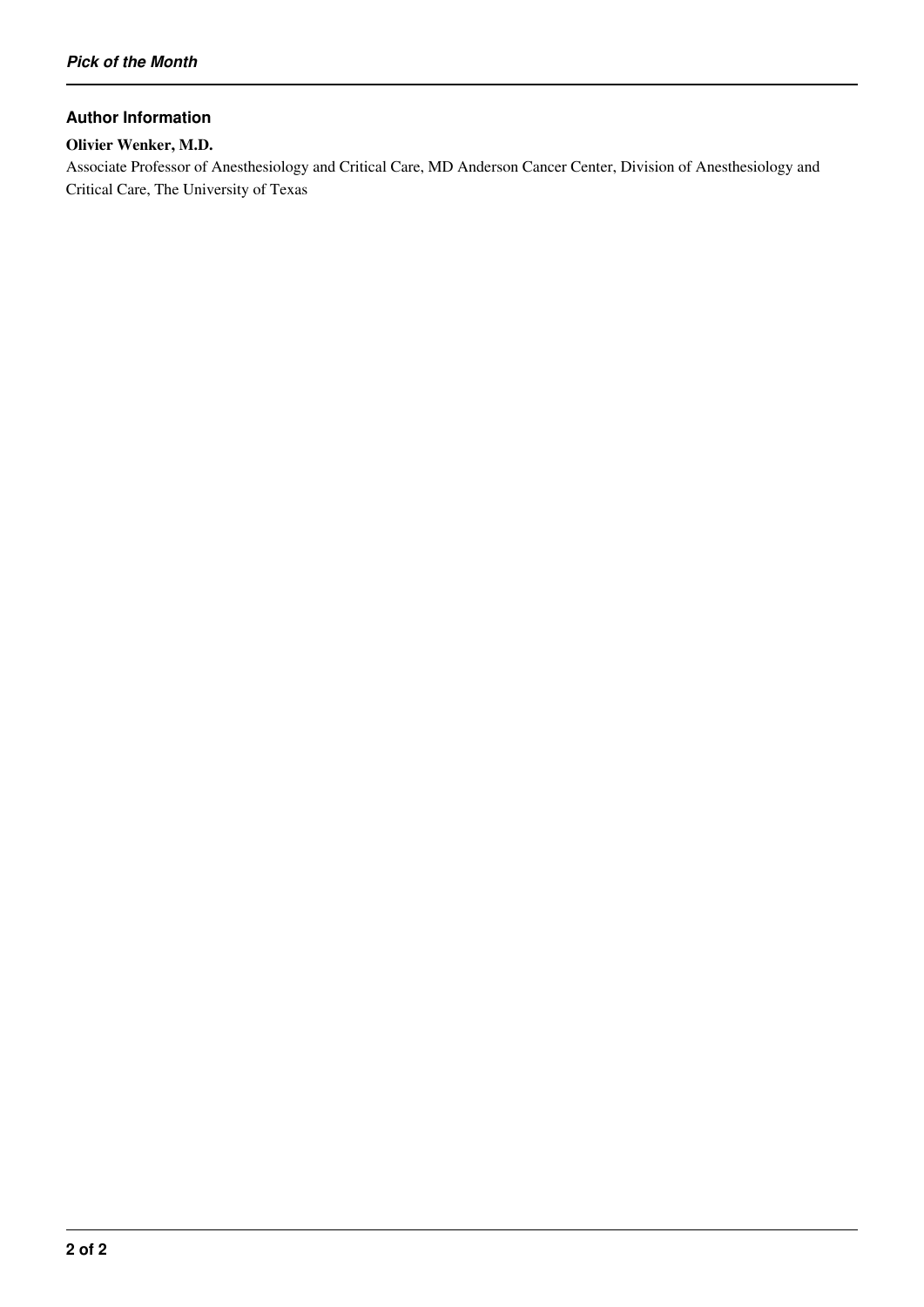## Author Information

**Olivier Wenker, M.D.**

Associate Professor of Anesthesiology and Critical Care, MD Anderson Cancer Center, Division of Anesthesiology and Critical Care, The University of Texas